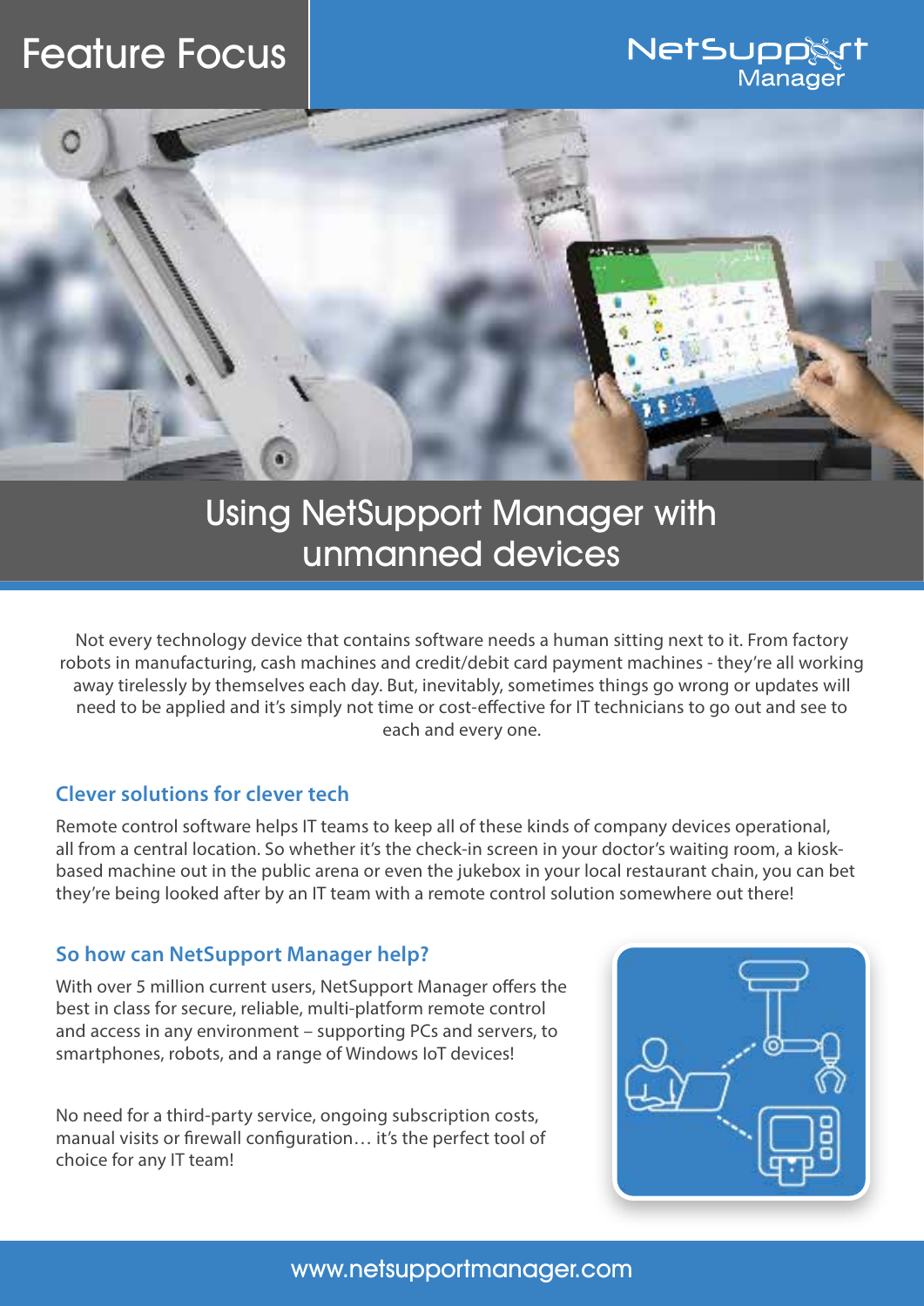Feature Focus

NetSupport Manager

# Using NetSupport Manager with unmanned devices

Not every technology device that contains software needs a human sitting next to it. From factory robots in manufacturing, cash machines and credit/debit card payment machines - they're all working away tirelessly by themselves each day. But, inevitably, sometimes things go wrong or updates will need to be applied and it's simply not time or cost-effective for IT technicians to go out and see to each and every one.

## Clever solutions for clever tech

Remote control software helps IT teams to keep all of these kinds of company devices operational, all from a central location. So whether it's the check-in screen in your doctor's waiting room, a kiosk-based machine out in the public arena or even the jukebox in your local restaurant chain, you can bet they're being looked after by an IT team with a remote control solution somewhere out there!

## So how can NetSupport Manager help?

With over 5 million current users, NetSupport Manager offers the best in class for secure, reliable, multi-platform remote control and access in any environment – supporting PCs and servers, to smartphones, robots, and a range of Windows IoT devices!

No need for a third-party service, ongoing subscription costs, manual visits or firewall configuration… it's the perfect tool of choice for any IT team!

www.netsupportmanager.com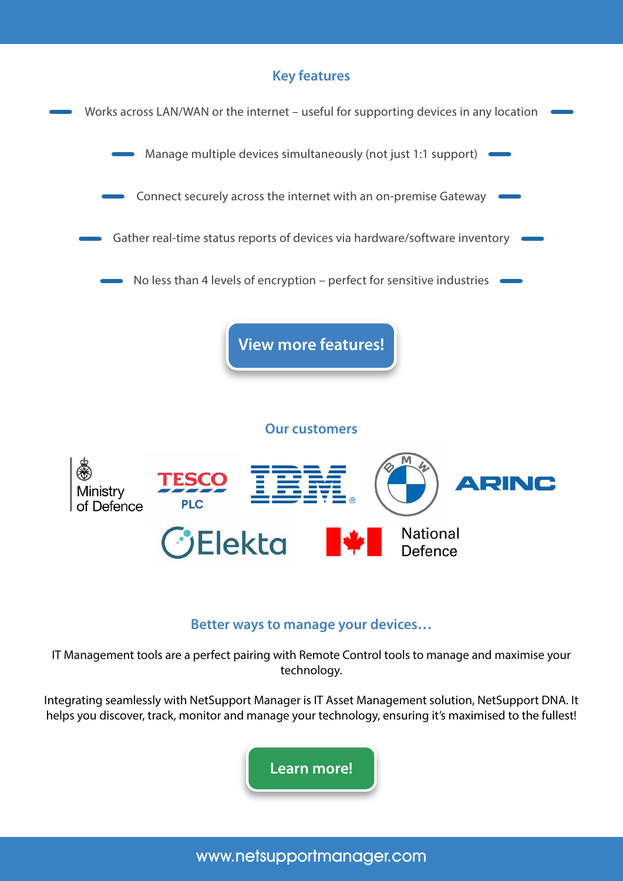## Key features

- Works across LAN/WAN or the internet – useful for supporting devices in any location
- Manage multiple devices simultaneously (not just 1:1 support)
- Connect securely across the internet with an on-premise Gateway
- Gather real-time status reports of devices via hardware/software inventory
- No less than 4 levels of encryption – perfect for sensitive industries

View more features!

## Our customers

Ministry of Defence

TESCO PLC

IBM

BMW

ARINC

Elekta

National Defence

## Better ways to manage your devices…

IT Management tools are a perfect pairing with Remote Control tools to manage and maximise your technology.

Integrating seamlessly with NetSupport Manager is IT Asset Management solution, NetSupport DNA. It helps you discover, track, monitor and manage your technology, ensuring it's maximised to the fullest!

Learn more!

www.netsupportmanager.com